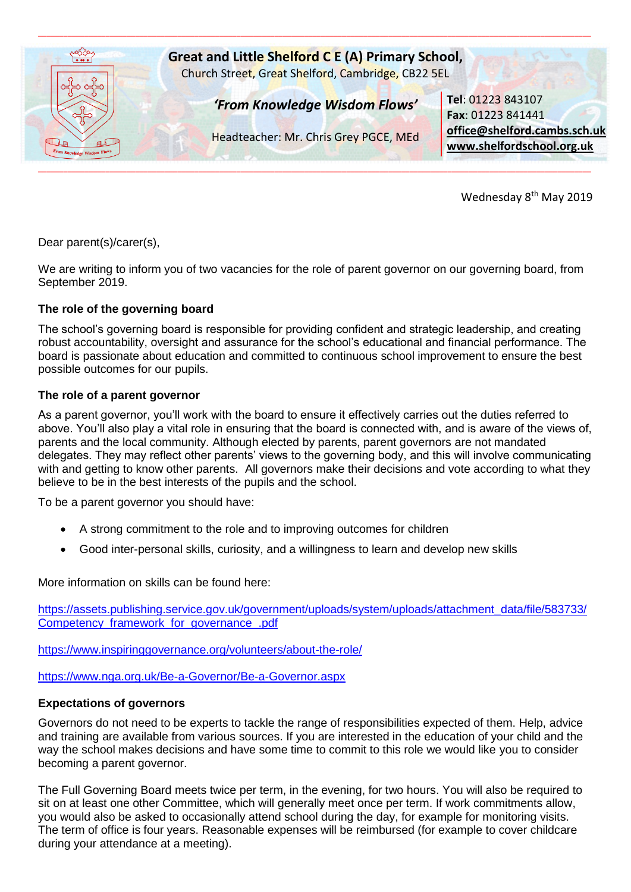**Great and Little Shelford C E (A) Primary School,**
Church Street, Great Shelford, Cambridge, CB22 5EL

***'From Knowledge Wisdom Flows'***

Headteacher: Mr. Chris Grey PGCE, MEd

**Tel**: 01223 843107
**Fax**: 01223 841441
**office@shelford.cambs.sch.uk**
**www.shelfordschool.org.uk**

Wednesday 8th May 2019

Dear parent(s)/carer(s),

We are writing to inform you of two vacancies for the role of parent governor on our governing board, from September 2019.

**The role of the governing board**

The school's governing board is responsible for providing confident and strategic leadership, and creating robust accountability, oversight and assurance for the school's educational and financial performance. The board is passionate about education and committed to continuous school improvement to ensure the best possible outcomes for our pupils.

**The role of a parent governor**

As a parent governor, you'll work with the board to ensure it effectively carries out the duties referred to above. You'll also play a vital role in ensuring that the board is connected with, and is aware of the views of, parents and the local community. Although elected by parents, parent governors are not mandated delegates. They may reflect other parents' views to the governing body, and this will involve communicating with and getting to know other parents. All governors make their decisions and vote according to what they believe to be in the best interests of the pupils and the school.

To be a parent governor you should have:

- A strong commitment to the role and to improving outcomes for children
- Good inter-personal skills, curiosity, and a willingness to learn and develop new skills

More information on skills can be found here:

https://assets.publishing.service.gov.uk/government/uploads/system/uploads/attachment_data/file/583733/Competency_framework_for_governance_.pdf

https://www.inspiringgovernance.org/volunteers/about-the-role/

https://www.nga.org.uk/Be-a-Governor/Be-a-Governor.aspx

**Expectations of governors**

Governors do not need to be experts to tackle the range of responsibilities expected of them. Help, advice and training are available from various sources. If you are interested in the education of your child and the way the school makes decisions and have some time to commit to this role we would like you to consider becoming a parent governor.

The Full Governing Board meets twice per term, in the evening, for two hours. You will also be required to sit on at least one other Committee, which will generally meet once per term. If work commitments allow, you would also be asked to occasionally attend school during the day, for example for monitoring visits. The term of office is four years. Reasonable expenses will be reimbursed (for example to cover childcare during your attendance at a meeting).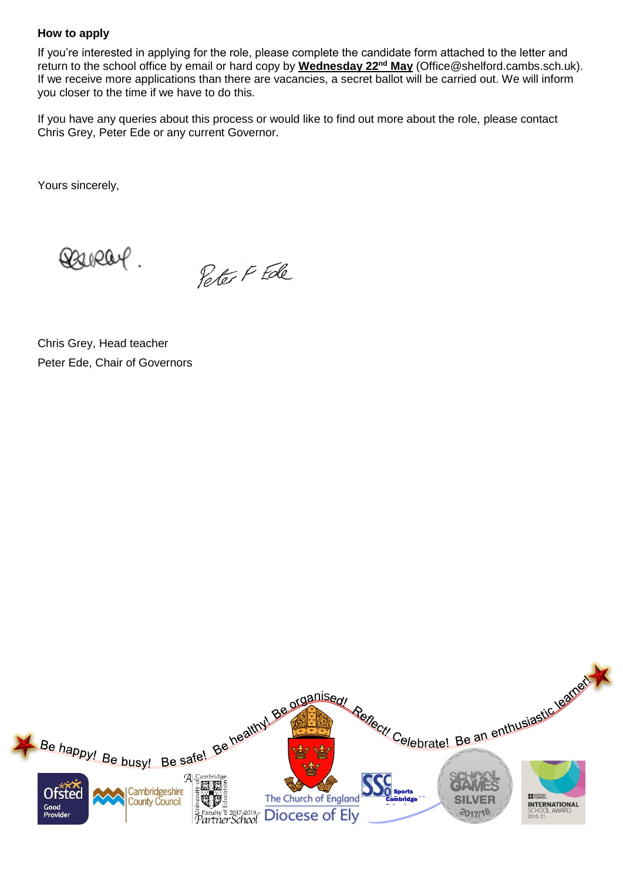**How to apply**

If you're interested in applying for the role, please complete the candidate form attached to the letter and return to the school office by email or hard copy by **Wednesday 22nd May** (Office@shelford.cambs.sch.uk). If we receive more applications than there are vacancies, a secret ballot will be carried out. We will inform you closer to the time if we have to do this.

If you have any queries about this process or would like to find out more about the role, please contact Chris Grey, Peter Ede or any current Governor.

Yours sincerely,

Chris Grey, Head teacher
Peter Ede, Chair of Governors